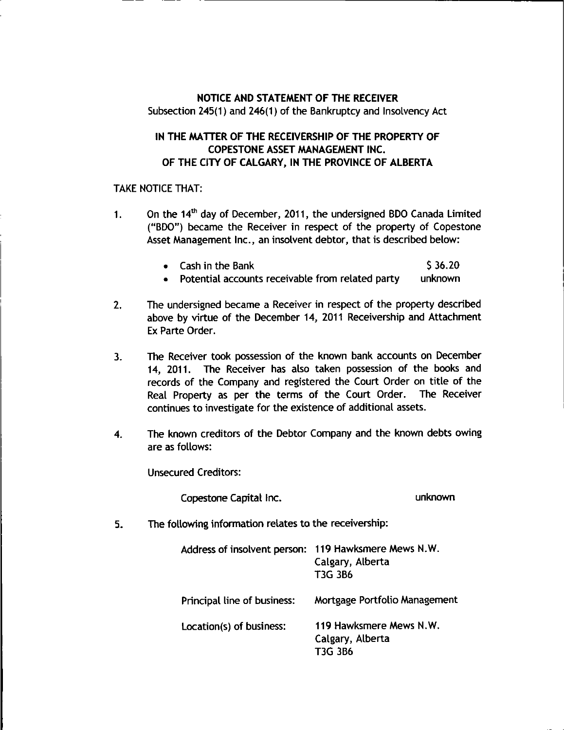**NOTICE AND STATEMENT OF THE RECEIVER**

Subsection 245(1) and 246(1) of the Bankruptcy and Insolvency Act

**IN THE MATTER OF THE RECEIVERSHIP OF THE PROPERTY OF COPESTONE ASSET MANAGEMENT INC. OF THE CITY OF CALGARY, IN THE PROVINCE OF ALBERTA**

TAKE NOTICE THAT:

1. On the 14th day of December, 2011, the undersigned BDO Canada Limited ("BDO") became the Receiver in respect of the property of Copestone Asset Management Inc., an insolvent debtor, that is described below:

   - Cash in the Bank — $ 36.20
   - Potential accounts receivable from related party — unknown

2. The undersigned became a Receiver in respect of the property described above by virtue of the December 14, 2011 Receivership and Attachment Ex Parte Order.

3. The Receiver took possession of the known bank accounts on December 14, 2011. The Receiver has also taken possession of the books and records of the Company and registered the Court Order on title of the Real Property as per the terms of the Court Order. The Receiver continues to investigate for the existence of additional assets.

4. The known creditors of the Debtor Company and the known debts owing are as follows:

   Unsecured Creditors:

   Copestone Capital Inc. — unknown

5. The following information relates to the receivership:

| | |
|---|---|
| Address of insolvent person: | 119 Hawksmere Mews N.W.<br>Calgary, Alberta<br>T3G 3B6 |
| Principal line of business: | Mortgage Portfolio Management |
| Location(s) of business: | 119 Hawksmere Mews N.W.<br>Calgary, Alberta<br>T3G 3B6 |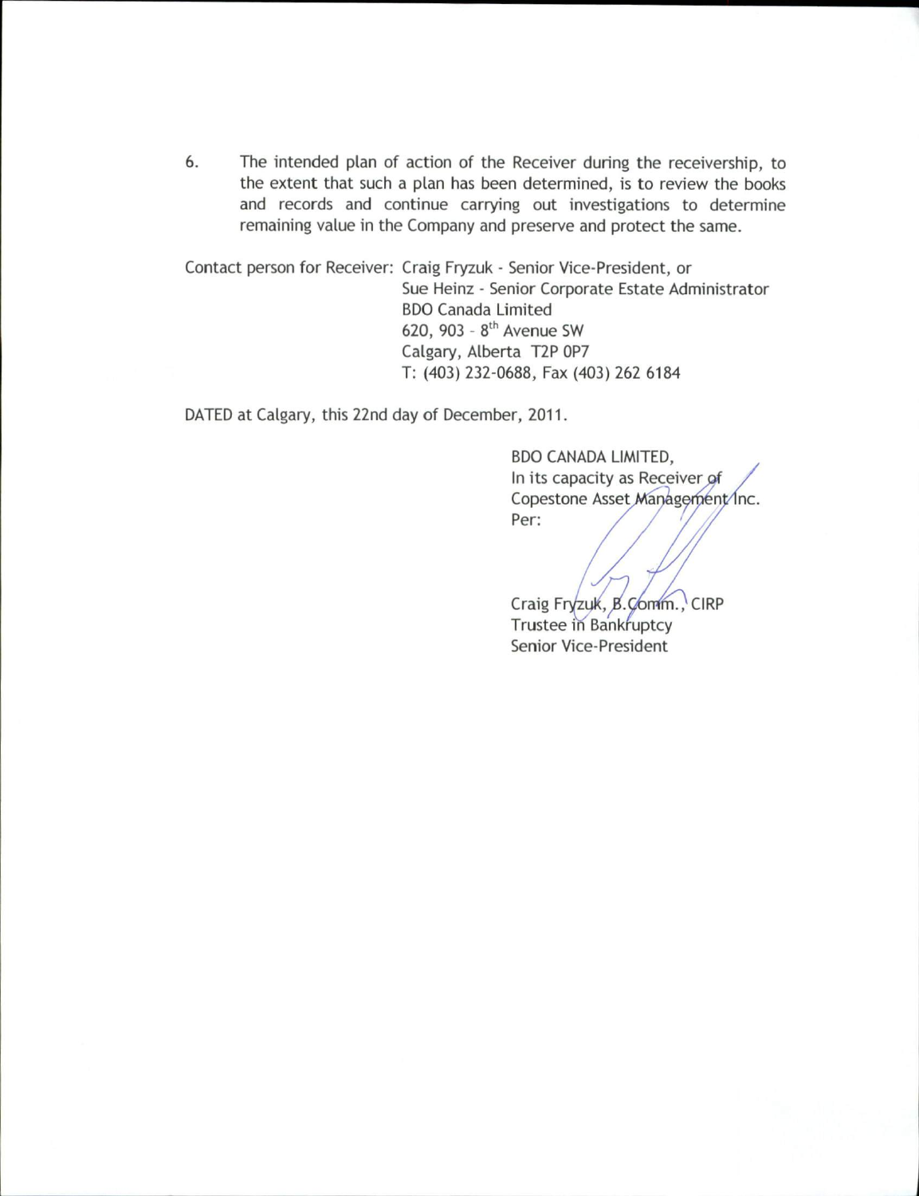6. The intended plan of action of the Receiver during the receivership, to the extent that such a plan has been determined, is to review the books and records and continue carrying out investigations to determine remaining value in the Company and preserve and protect the same.

Contact person for Receiver: Craig Fryzuk - Senior Vice-President, or
Sue Heinz - Senior Corporate Estate Administrator
BDO Canada Limited
620, 903 - 8th Avenue SW
Calgary, Alberta T2P 0P7
T: (403) 232-0688, Fax (403) 262 6184

DATED at Calgary, this 22nd day of December, 2011.

BDO CANADA LIMITED,
In its capacity as Receiver of
Copestone Asset Management Inc.
Per:

Craig Fryzuk, B.Comm., CIRP
Trustee in Bankruptcy
Senior Vice-President